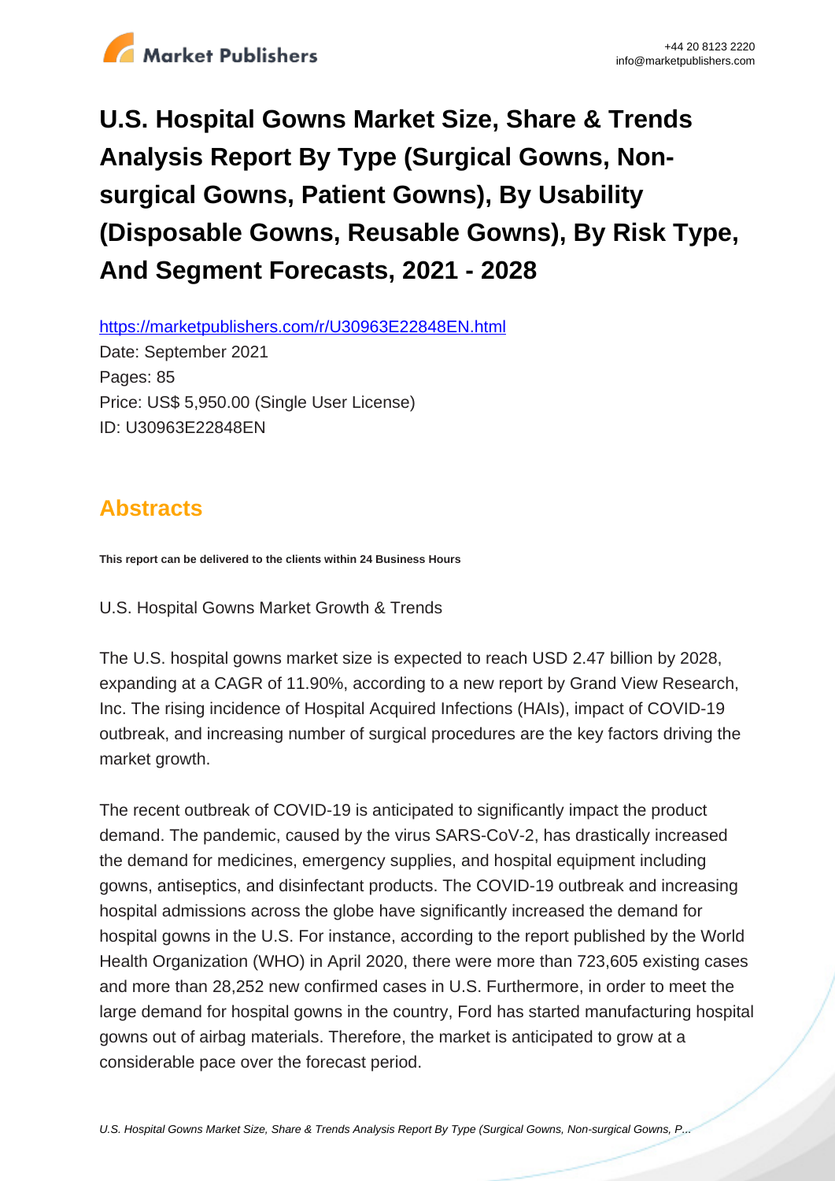# U.S. Hospital Gowns Market Size, Share & Trends Analysis Report By Type (Surgical Gowns, Non-surgical Gowns, Patient Gowns), By Usability (Disposable Gowns, Reusable Gowns), By Risk Type, And Segment Forecasts, 2021 - 2028

https://marketpublishers.com/r/U30963E22848EN.html

Date: September 2021

Pages: 85

Price: US$ 5,950.00 (Single User License)

ID: U30963E22848EN

## Abstracts

**This report can be delivered to the clients within 24 Business Hours**

U.S. Hospital Gowns Market Growth & Trends

The U.S. hospital gowns market size is expected to reach USD 2.47 billion by 2028, expanding at a CAGR of 11.90%, according to a new report by Grand View Research, Inc. The rising incidence of Hospital Acquired Infections (HAIs), impact of COVID-19 outbreak, and increasing number of surgical procedures are the key factors driving the market growth.

The recent outbreak of COVID-19 is anticipated to significantly impact the product demand. The pandemic, caused by the virus SARS-CoV-2, has drastically increased the demand for medicines, emergency supplies, and hospital equipment including gowns, antiseptics, and disinfectant products. The COVID-19 outbreak and increasing hospital admissions across the globe have significantly increased the demand for hospital gowns in the U.S. For instance, according to the report published by the World Health Organization (WHO) in April 2020, there were more than 723,605 existing cases and more than 28,252 new confirmed cases in U.S. Furthermore, in order to meet the large demand for hospital gowns in the country, Ford has started manufacturing hospital gowns out of airbag materials. Therefore, the market is anticipated to grow at a considerable pace over the forecast period.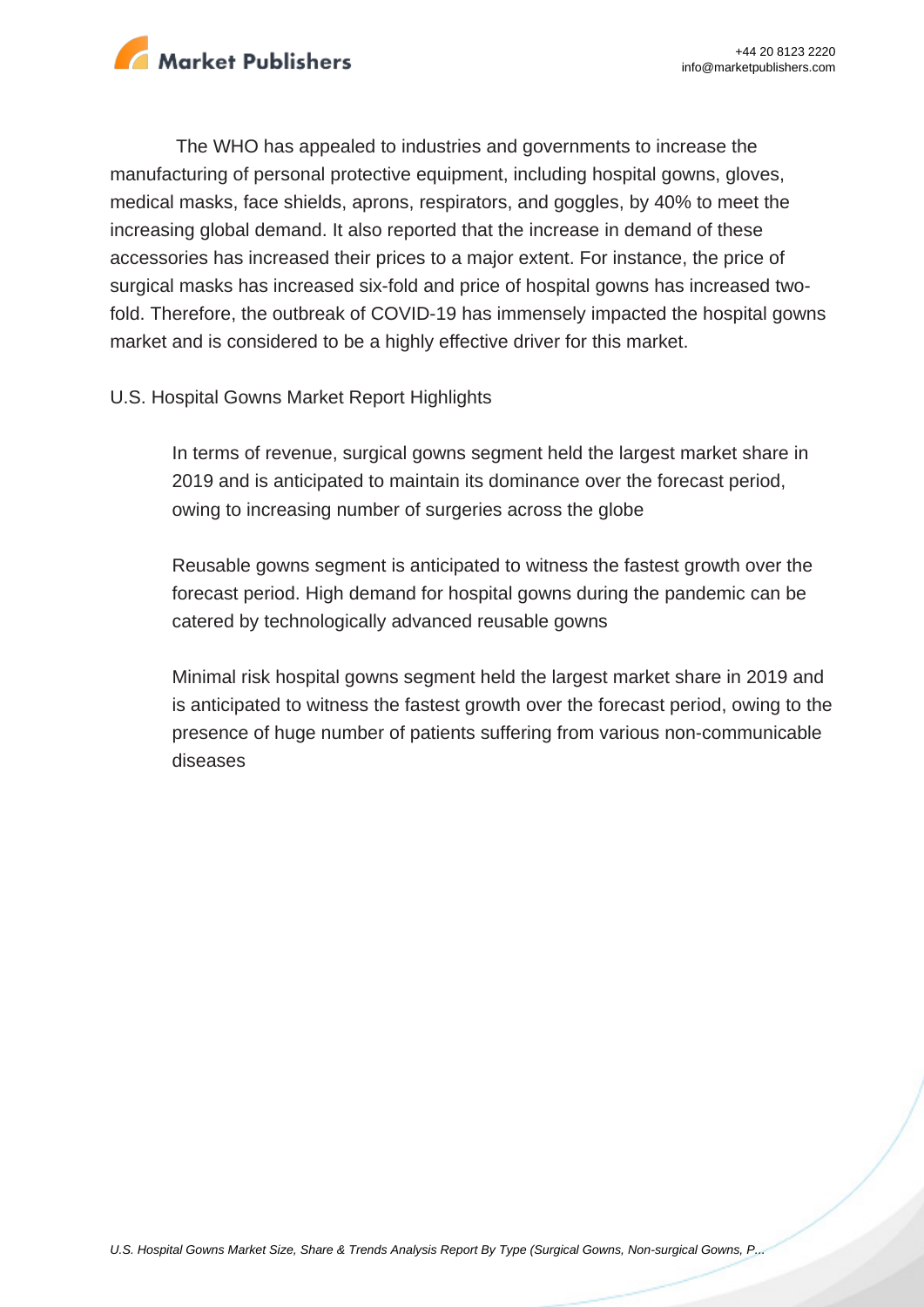The WHO has appealed to industries and governments to increase the manufacturing of personal protective equipment, including hospital gowns, gloves, medical masks, face shields, aprons, respirators, and goggles, by 40% to meet the increasing global demand. It also reported that the increase in demand of these accessories has increased their prices to a major extent. For instance, the price of surgical masks has increased six-fold and price of hospital gowns has increased two-fold. Therefore, the outbreak of COVID-19 has immensely impacted the hospital gowns market and is considered to be a highly effective driver for this market.

U.S. Hospital Gowns Market Report Highlights

- In terms of revenue, surgical gowns segment held the largest market share in 2019 and is anticipated to maintain its dominance over the forecast period, owing to increasing number of surgeries across the globe
- Reusable gowns segment is anticipated to witness the fastest growth over the forecast period. High demand for hospital gowns during the pandemic can be catered by technologically advanced reusable gowns
- Minimal risk hospital gowns segment held the largest market share in 2019 and is anticipated to witness the fastest growth over the forecast period, owing to the presence of huge number of patients suffering from various non-communicable diseases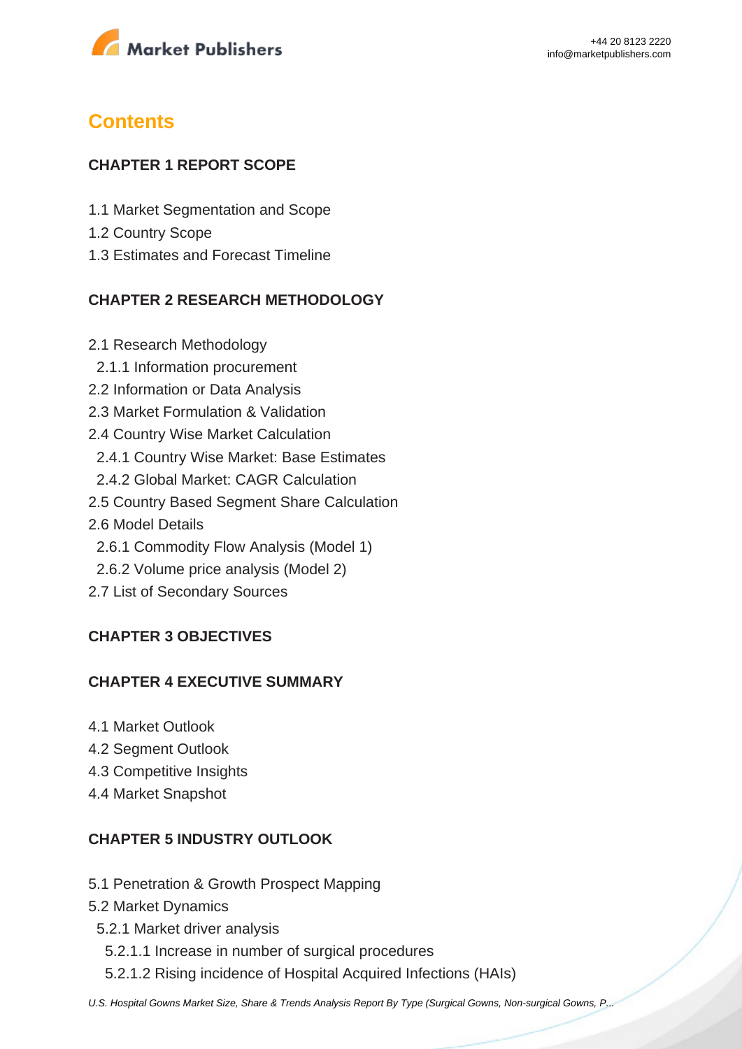# Contents

## CHAPTER 1 REPORT SCOPE

1.1 Market Segmentation and Scope
1.2 Country Scope
1.3 Estimates and Forecast Timeline

## CHAPTER 2 RESEARCH METHODOLOGY

2.1 Research Methodology
  2.1.1 Information procurement
2.2 Information or Data Analysis
2.3 Market Formulation & Validation
2.4 Country Wise Market Calculation
  2.4.1 Country Wise Market: Base Estimates
  2.4.2 Global Market: CAGR Calculation
2.5 Country Based Segment Share Calculation
2.6 Model Details
  2.6.1 Commodity Flow Analysis (Model 1)
  2.6.2 Volume price analysis (Model 2)
2.7 List of Secondary Sources

## CHAPTER 3 OBJECTIVES

## CHAPTER 4 EXECUTIVE SUMMARY

4.1 Market Outlook
4.2 Segment Outlook
4.3 Competitive Insights
4.4 Market Snapshot

## CHAPTER 5 INDUSTRY OUTLOOK

5.1 Penetration & Growth Prospect Mapping
5.2 Market Dynamics
  5.2.1 Market driver analysis
    5.2.1.1 Increase in number of surgical procedures
    5.2.1.2 Rising incidence of Hospital Acquired Infections (HAIs)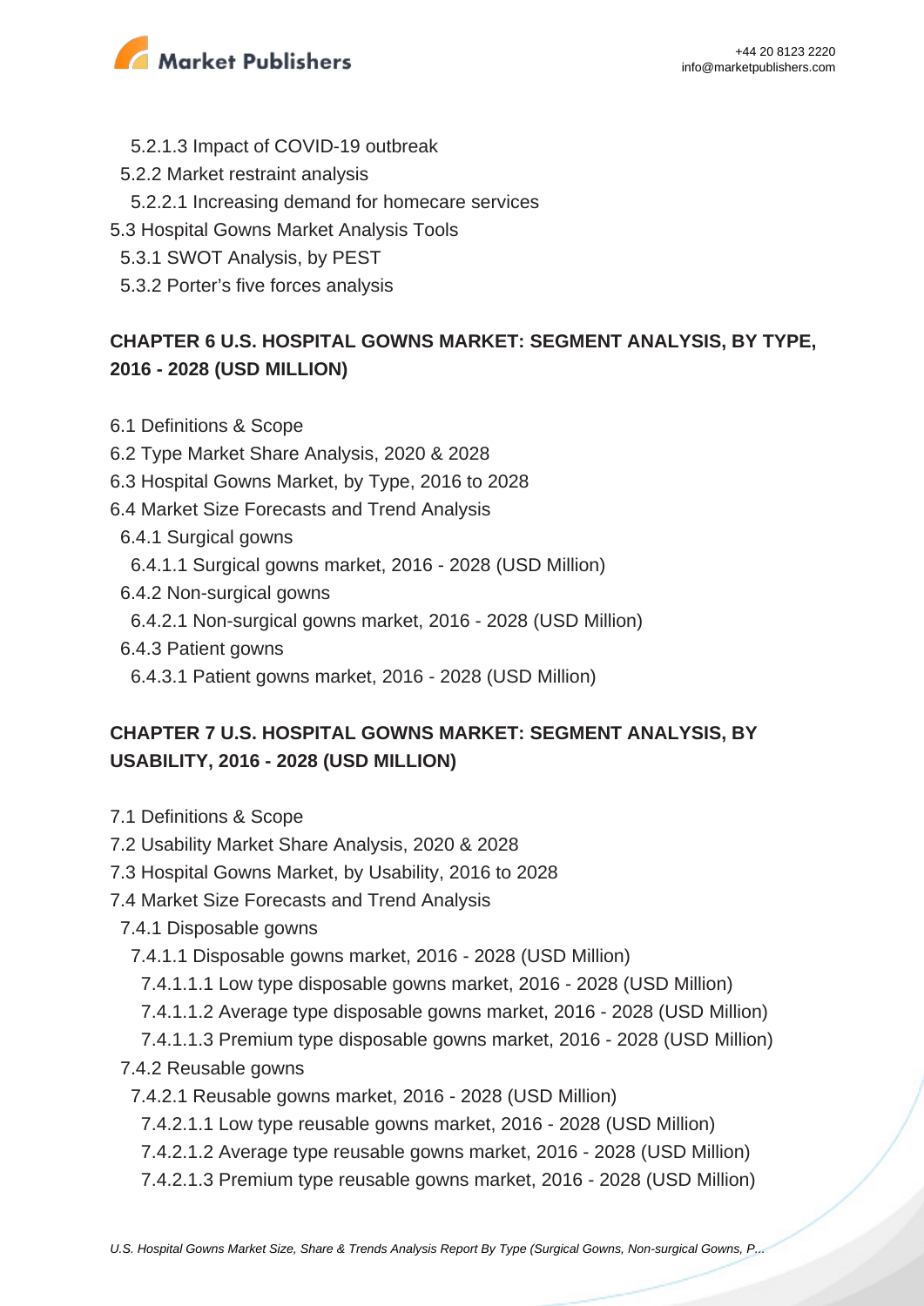5.2.1.3 Impact of COVID-19 outbreak
5.2.2 Market restraint analysis
5.2.2.1 Increasing demand for homecare services
5.3 Hospital Gowns Market Analysis Tools
5.3.1 SWOT Analysis, by PEST
5.3.2 Porter's five forces analysis

## CHAPTER 6 U.S. HOSPITAL GOWNS MARKET: SEGMENT ANALYSIS, BY TYPE, 2016 - 2028 (USD MILLION)

6.1 Definitions & Scope
6.2 Type Market Share Analysis, 2020 & 2028
6.3 Hospital Gowns Market, by Type, 2016 to 2028
6.4 Market Size Forecasts and Trend Analysis
6.4.1 Surgical gowns
6.4.1.1 Surgical gowns market, 2016 - 2028 (USD Million)
6.4.2 Non-surgical gowns
6.4.2.1 Non-surgical gowns market, 2016 - 2028 (USD Million)
6.4.3 Patient gowns
6.4.3.1 Patient gowns market, 2016 - 2028 (USD Million)

## CHAPTER 7 U.S. HOSPITAL GOWNS MARKET: SEGMENT ANALYSIS, BY USABILITY, 2016 - 2028 (USD MILLION)

7.1 Definitions & Scope
7.2 Usability Market Share Analysis, 2020 & 2028
7.3 Hospital Gowns Market, by Usability, 2016 to 2028
7.4 Market Size Forecasts and Trend Analysis
7.4.1 Disposable gowns
7.4.1.1 Disposable gowns market, 2016 - 2028 (USD Million)
7.4.1.1.1 Low type disposable gowns market, 2016 - 2028 (USD Million)
7.4.1.1.2 Average type disposable gowns market, 2016 - 2028 (USD Million)
7.4.1.1.3 Premium type disposable gowns market, 2016 - 2028 (USD Million)
7.4.2 Reusable gowns
7.4.2.1 Reusable gowns market, 2016 - 2028 (USD Million)
7.4.2.1.1 Low type reusable gowns market, 2016 - 2028 (USD Million)
7.4.2.1.2 Average type reusable gowns market, 2016 - 2028 (USD Million)
7.4.2.1.3 Premium type reusable gowns market, 2016 - 2028 (USD Million)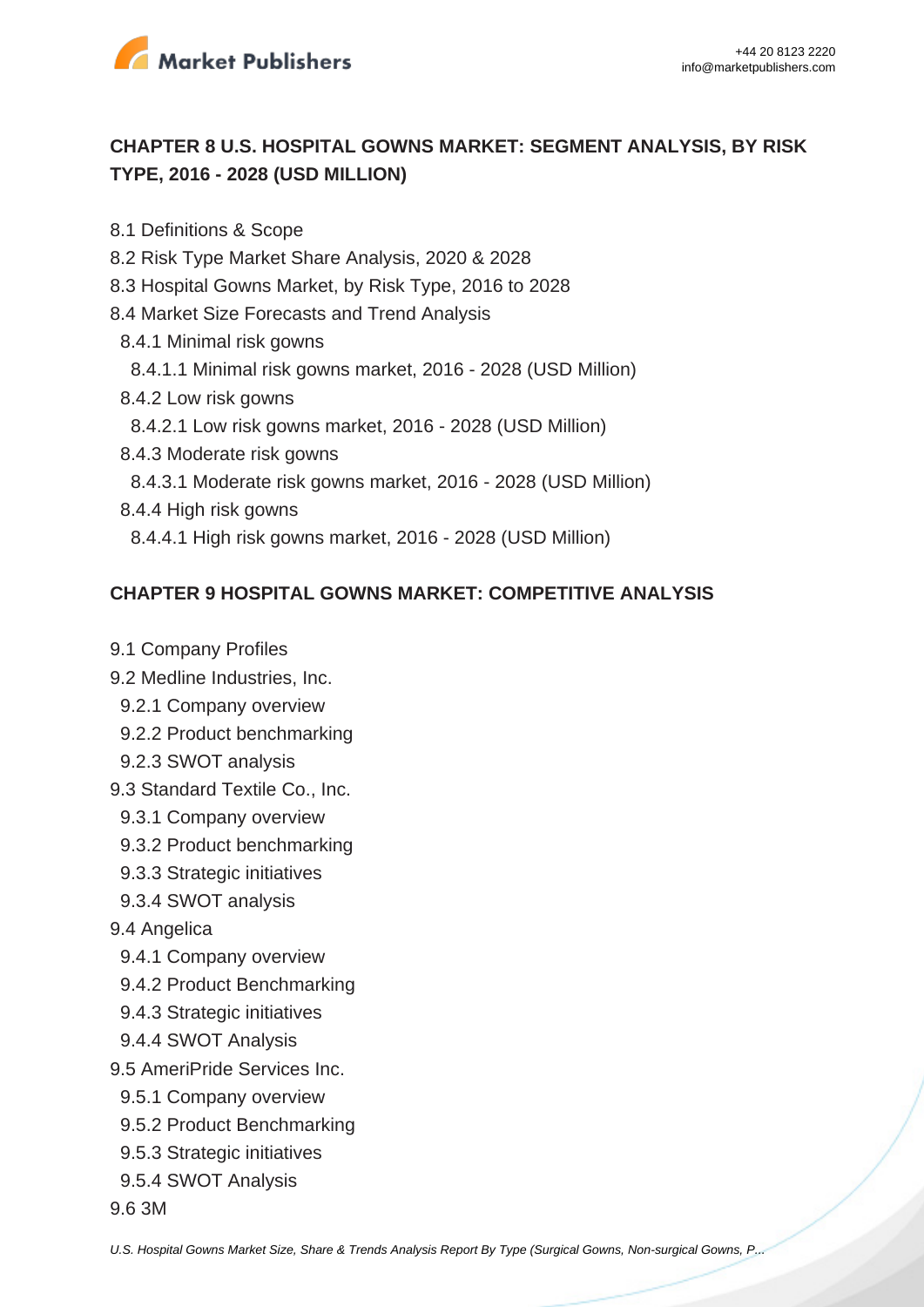## CHAPTER 8 U.S. HOSPITAL GOWNS MARKET: SEGMENT ANALYSIS, BY RISK TYPE, 2016 - 2028 (USD MILLION)

8.1 Definitions & Scope
8.2 Risk Type Market Share Analysis, 2020 & 2028
8.3 Hospital Gowns Market, by Risk Type, 2016 to 2028
8.4 Market Size Forecasts and Trend Analysis
  8.4.1 Minimal risk gowns
    8.4.1.1 Minimal risk gowns market, 2016 - 2028 (USD Million)
  8.4.2 Low risk gowns
    8.4.2.1 Low risk gowns market, 2016 - 2028 (USD Million)
  8.4.3 Moderate risk gowns
    8.4.3.1 Moderate risk gowns market, 2016 - 2028 (USD Million)
  8.4.4 High risk gowns
    8.4.4.1 High risk gowns market, 2016 - 2028 (USD Million)

## CHAPTER 9 HOSPITAL GOWNS MARKET: COMPETITIVE ANALYSIS

9.1 Company Profiles
9.2 Medline Industries, Inc.
  9.2.1 Company overview
  9.2.2 Product benchmarking
  9.2.3 SWOT analysis
9.3 Standard Textile Co., Inc.
  9.3.1 Company overview
  9.3.2 Product benchmarking
  9.3.3 Strategic initiatives
  9.3.4 SWOT analysis
9.4 Angelica
  9.4.1 Company overview
  9.4.2 Product Benchmarking
  9.4.3 Strategic initiatives
  9.4.4 SWOT Analysis
9.5 AmeriPride Services Inc.
  9.5.1 Company overview
  9.5.2 Product Benchmarking
  9.5.3 Strategic initiatives
  9.5.4 SWOT Analysis
9.6 3M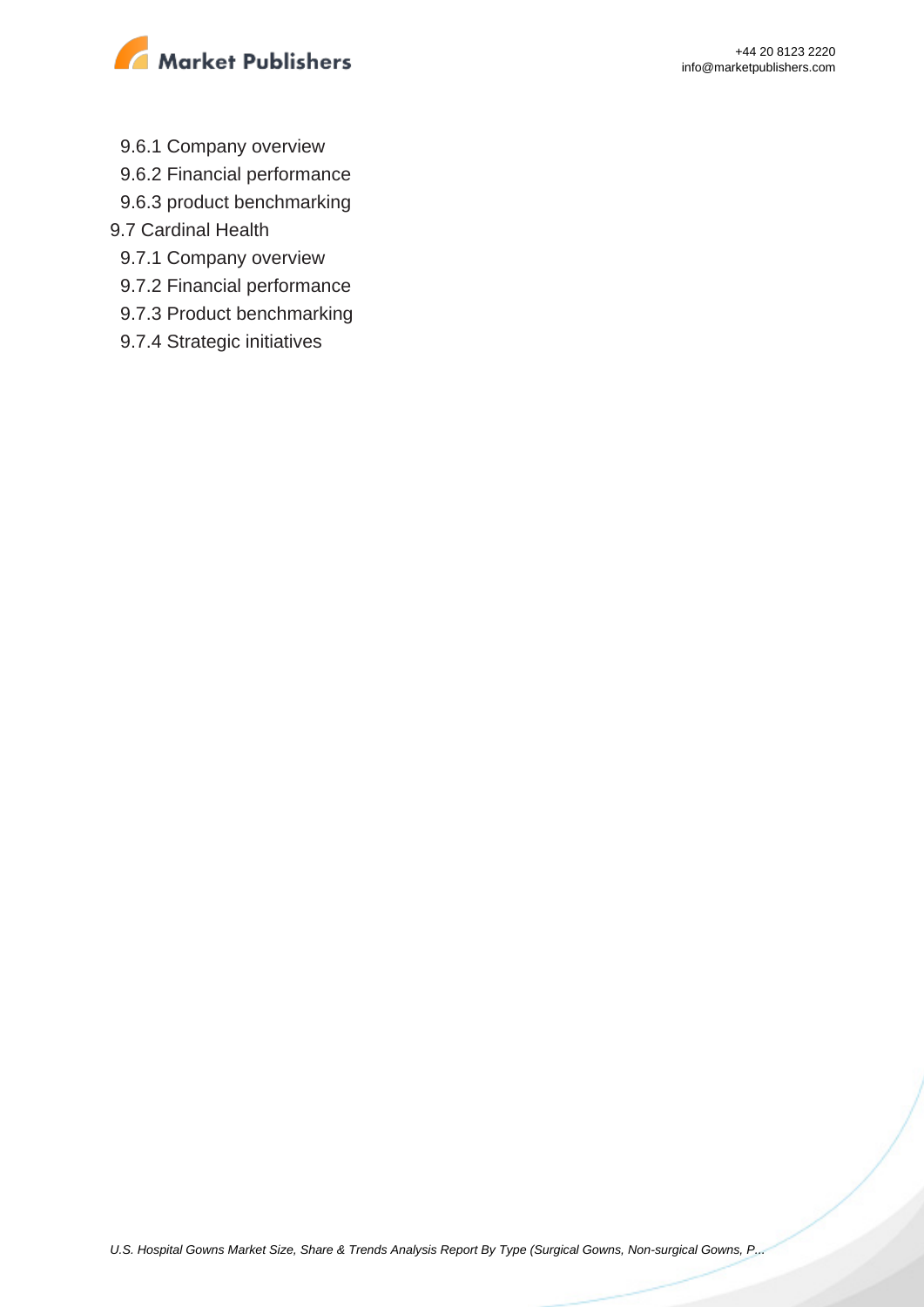9.6.1 Company overview

9.6.2 Financial performance

9.6.3 product benchmarking

9.7 Cardinal Health

9.7.1 Company overview

9.7.2 Financial performance

9.7.3 Product benchmarking

9.7.4 Strategic initiatives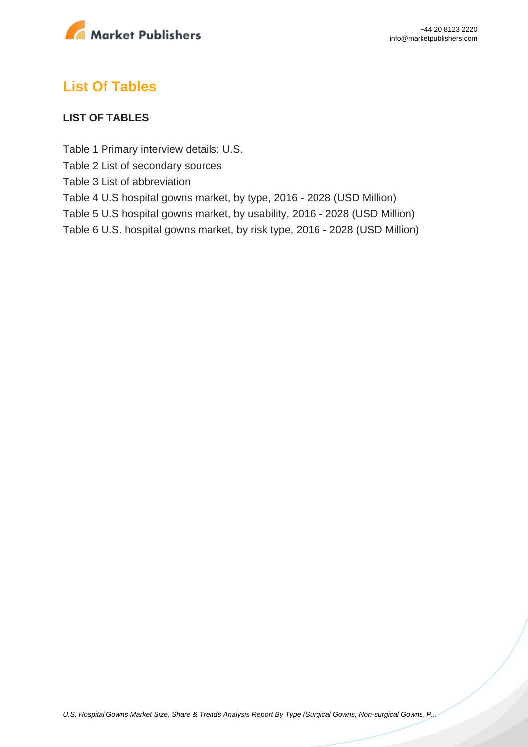## List Of Tables

**LIST OF TABLES**

Table 1 Primary interview details: U.S.
Table 2 List of secondary sources
Table 3 List of abbreviation
Table 4 U.S hospital gowns market, by type, 2016 - 2028 (USD Million)
Table 5 U.S hospital gowns market, by usability, 2016 - 2028 (USD Million)
Table 6 U.S. hospital gowns market, by risk type, 2016 - 2028 (USD Million)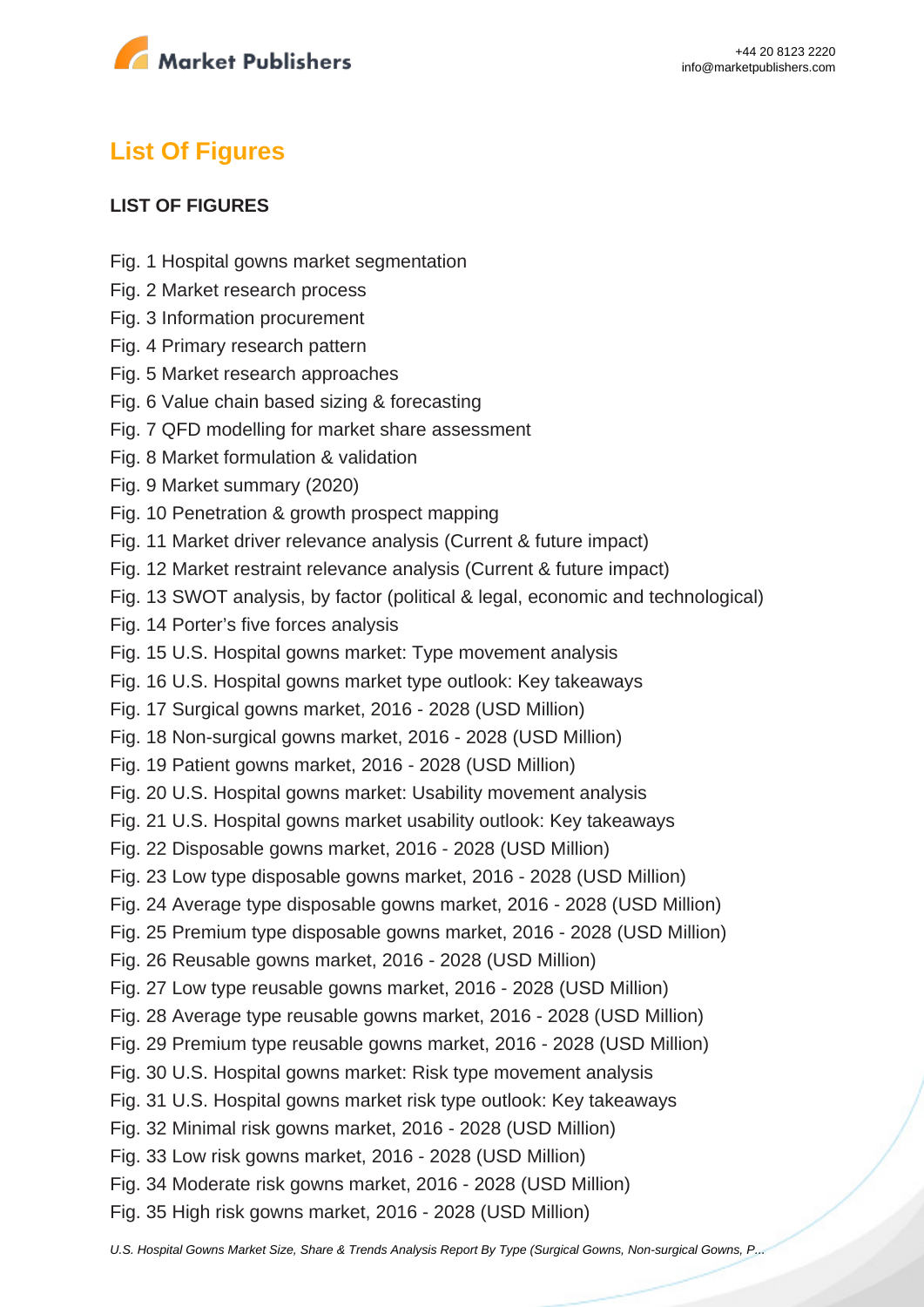## List Of Figures

**LIST OF FIGURES**

Fig. 1 Hospital gowns market segmentation
Fig. 2 Market research process
Fig. 3 Information procurement
Fig. 4 Primary research pattern
Fig. 5 Market research approaches
Fig. 6 Value chain based sizing & forecasting
Fig. 7 QFD modelling for market share assessment
Fig. 8 Market formulation & validation
Fig. 9 Market summary (2020)
Fig. 10 Penetration & growth prospect mapping
Fig. 11 Market driver relevance analysis (Current & future impact)
Fig. 12 Market restraint relevance analysis (Current & future impact)
Fig. 13 SWOT analysis, by factor (political & legal, economic and technological)
Fig. 14 Porter's five forces analysis
Fig. 15 U.S. Hospital gowns market: Type movement analysis
Fig. 16 U.S. Hospital gowns market type outlook: Key takeaways
Fig. 17 Surgical gowns market, 2016 - 2028 (USD Million)
Fig. 18 Non-surgical gowns market, 2016 - 2028 (USD Million)
Fig. 19 Patient gowns market, 2016 - 2028 (USD Million)
Fig. 20 U.S. Hospital gowns market: Usability movement analysis
Fig. 21 U.S. Hospital gowns market usability outlook: Key takeaways
Fig. 22 Disposable gowns market, 2016 - 2028 (USD Million)
Fig. 23 Low type disposable gowns market, 2016 - 2028 (USD Million)
Fig. 24 Average type disposable gowns market, 2016 - 2028 (USD Million)
Fig. 25 Premium type disposable gowns market, 2016 - 2028 (USD Million)
Fig. 26 Reusable gowns market, 2016 - 2028 (USD Million)
Fig. 27 Low type reusable gowns market, 2016 - 2028 (USD Million)
Fig. 28 Average type reusable gowns market, 2016 - 2028 (USD Million)
Fig. 29 Premium type reusable gowns market, 2016 - 2028 (USD Million)
Fig. 30 U.S. Hospital gowns market: Risk type movement analysis
Fig. 31 U.S. Hospital gowns market risk type outlook: Key takeaways
Fig. 32 Minimal risk gowns market, 2016 - 2028 (USD Million)
Fig. 33 Low risk gowns market, 2016 - 2028 (USD Million)
Fig. 34 Moderate risk gowns market, 2016 - 2028 (USD Million)
Fig. 35 High risk gowns market, 2016 - 2028 (USD Million)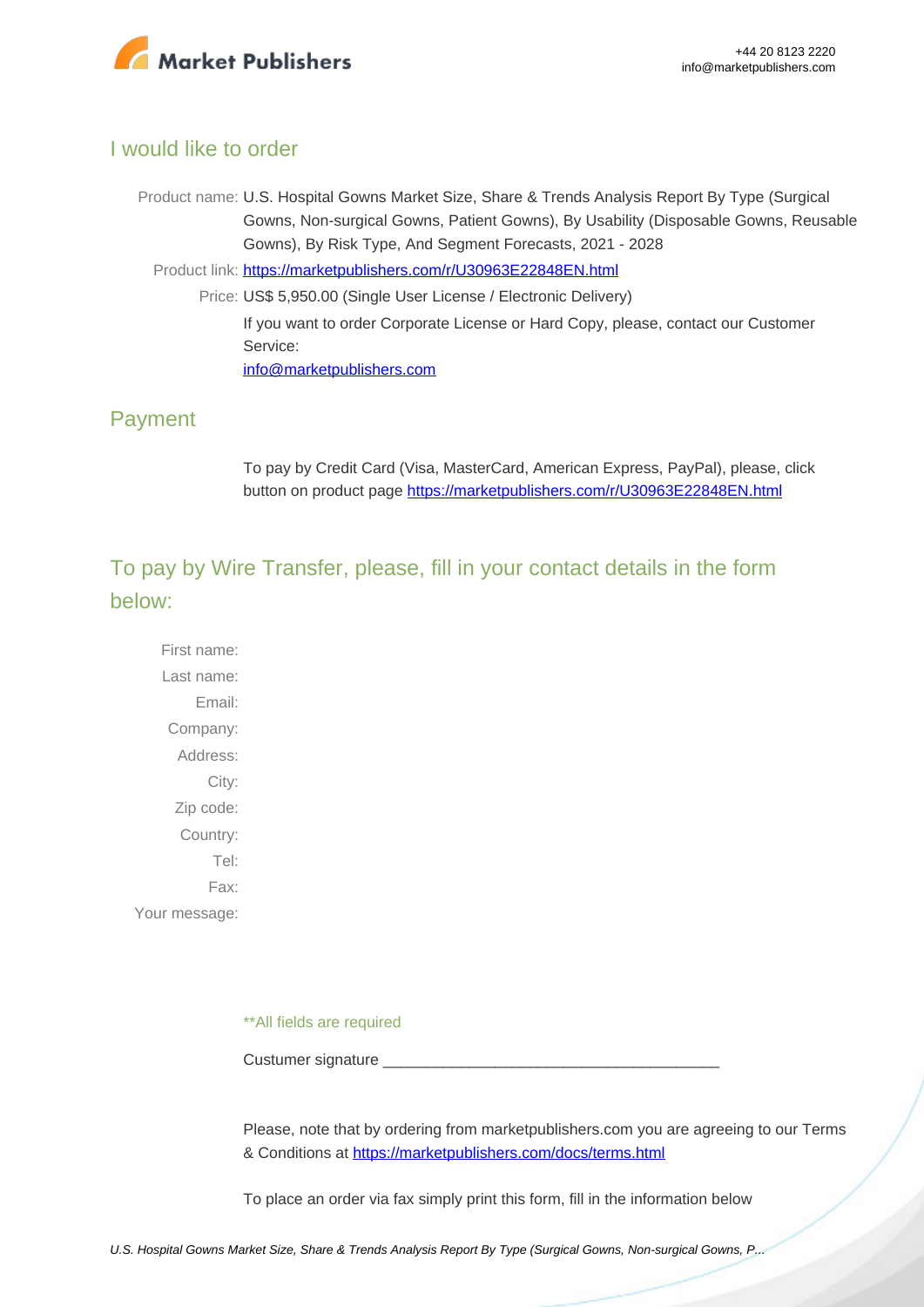## I would like to order

Product name: U.S. Hospital Gowns Market Size, Share & Trends Analysis Report By Type (Surgical Gowns, Non-surgical Gowns, Patient Gowns), By Usability (Disposable Gowns, Reusable Gowns), By Risk Type, And Segment Forecasts, 2021 - 2028

Product link: [https://marketpublishers.com/r/U30963E22848EN.html](https://marketpublishers.com/r/U30963E22848EN.html)

Price: US$ 5,950.00 (Single User License / Electronic Delivery)

If you want to order Corporate License or Hard Copy, please, contact our Customer Service:

[info@marketpublishers.com](mailto:info@marketpublishers.com)

## Payment

To pay by Credit Card (Visa, MasterCard, American Express, PayPal), please, click button on product page [https://marketpublishers.com/r/U30963E22848EN.html](https://marketpublishers.com/r/U30963E22848EN.html)

## To pay by Wire Transfer, please, fill in your contact details in the form below:

First name:

Last name:

Email:

Company:

Address:

City:

Zip code:

Country:

Tel:

Fax:

Your message:

**All fields are required

Custumer signature _______________________________________

Please, note that by ordering from marketpublishers.com you are agreeing to our Terms & Conditions at [https://marketpublishers.com/docs/terms.html](https://marketpublishers.com/docs/terms.html)

To place an order via fax simply print this form, fill in the information below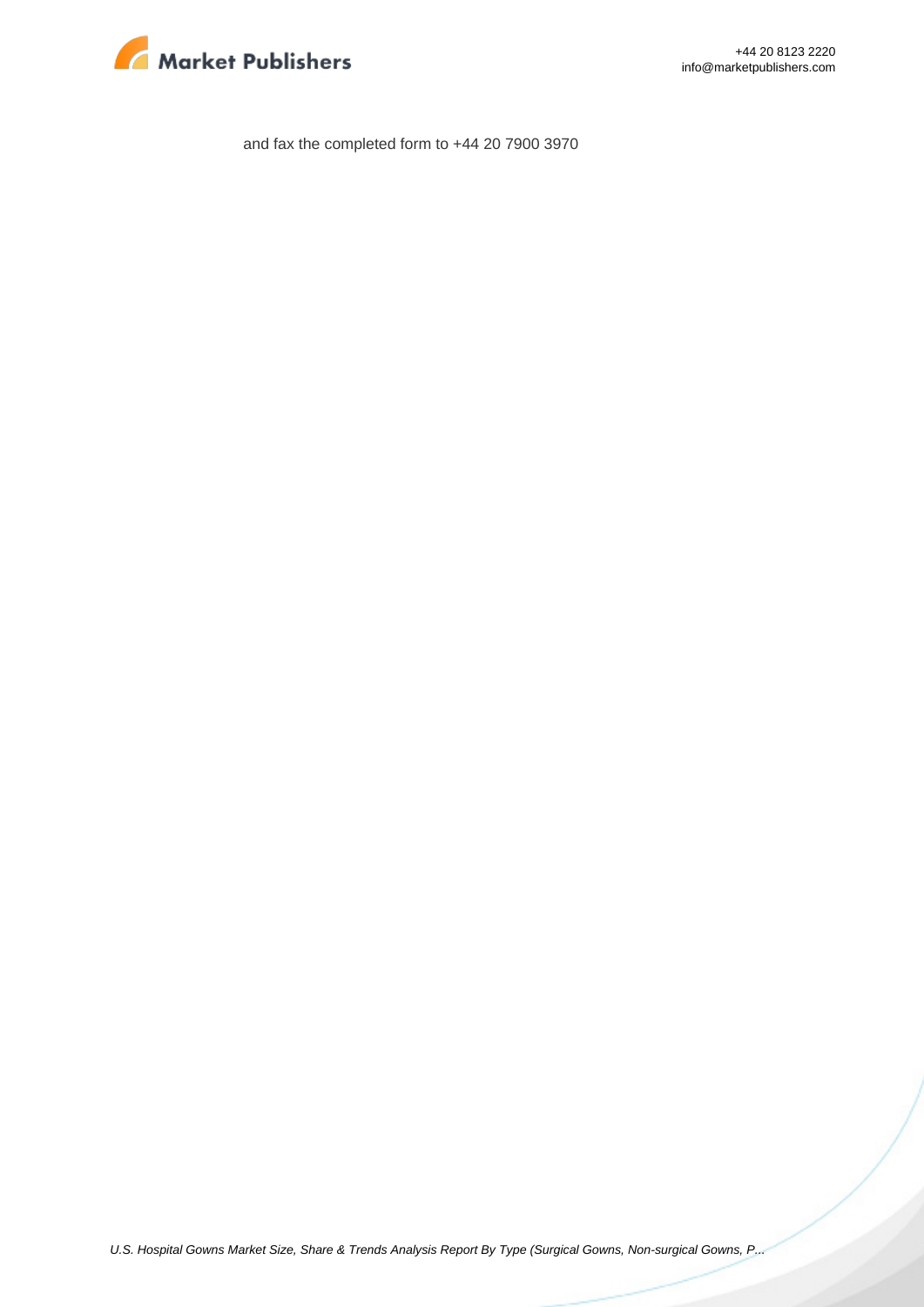and fax the completed form to +44 20 7900 3970